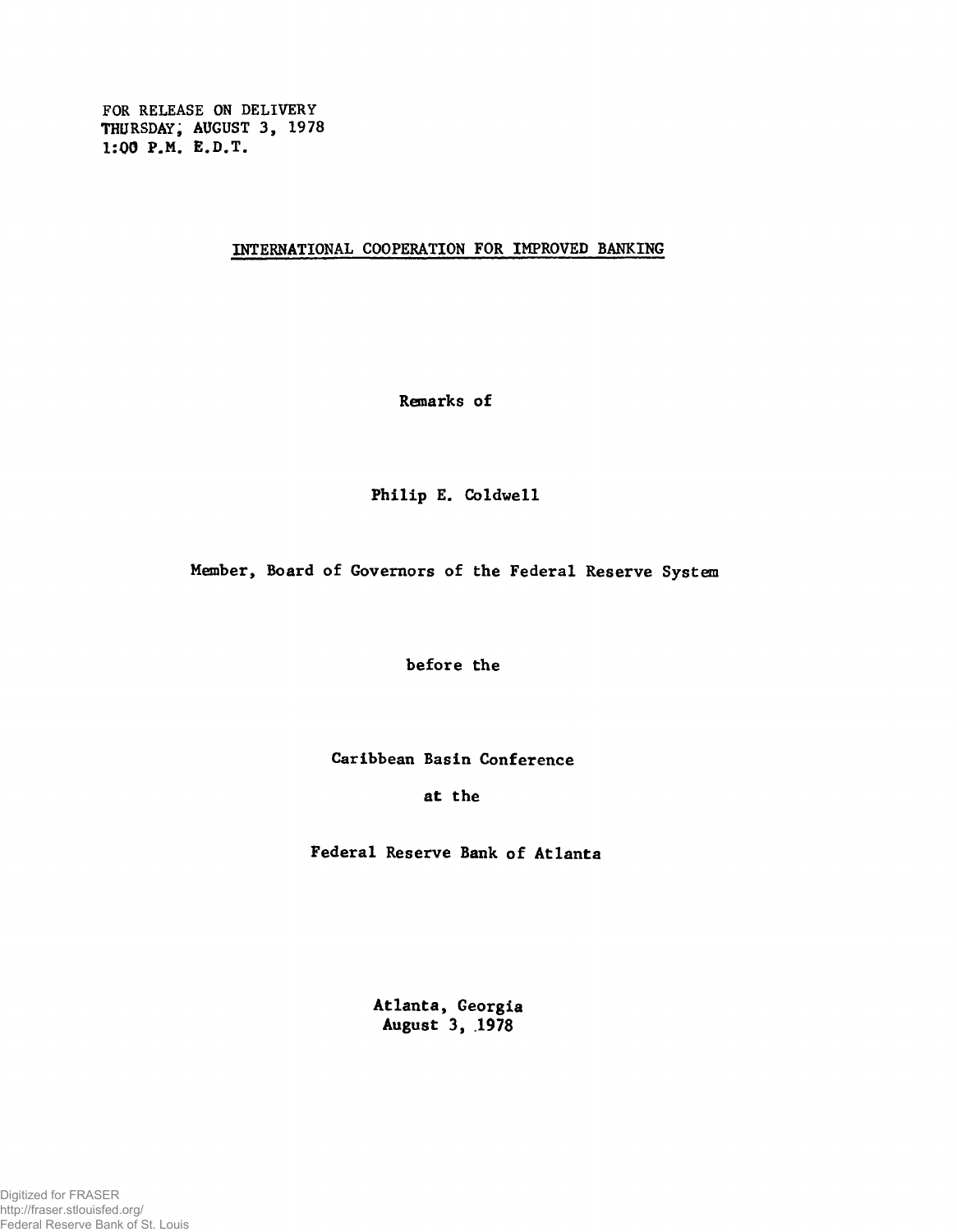FOR RELEASE ON DELIVERY
THURSDAY, AUGUST 3, 1978
1:00 P.M. E.D.T.

# INTERNATIONAL COOPERATION FOR IMPROVED BANKING

Remarks of

Philip E. Coldwell

Member, Board of Governors of the Federal Reserve System

before the

Caribbean Basin Conference

at the

Federal Reserve Bank of Atlanta

Atlanta, Georgia
August 3, 1978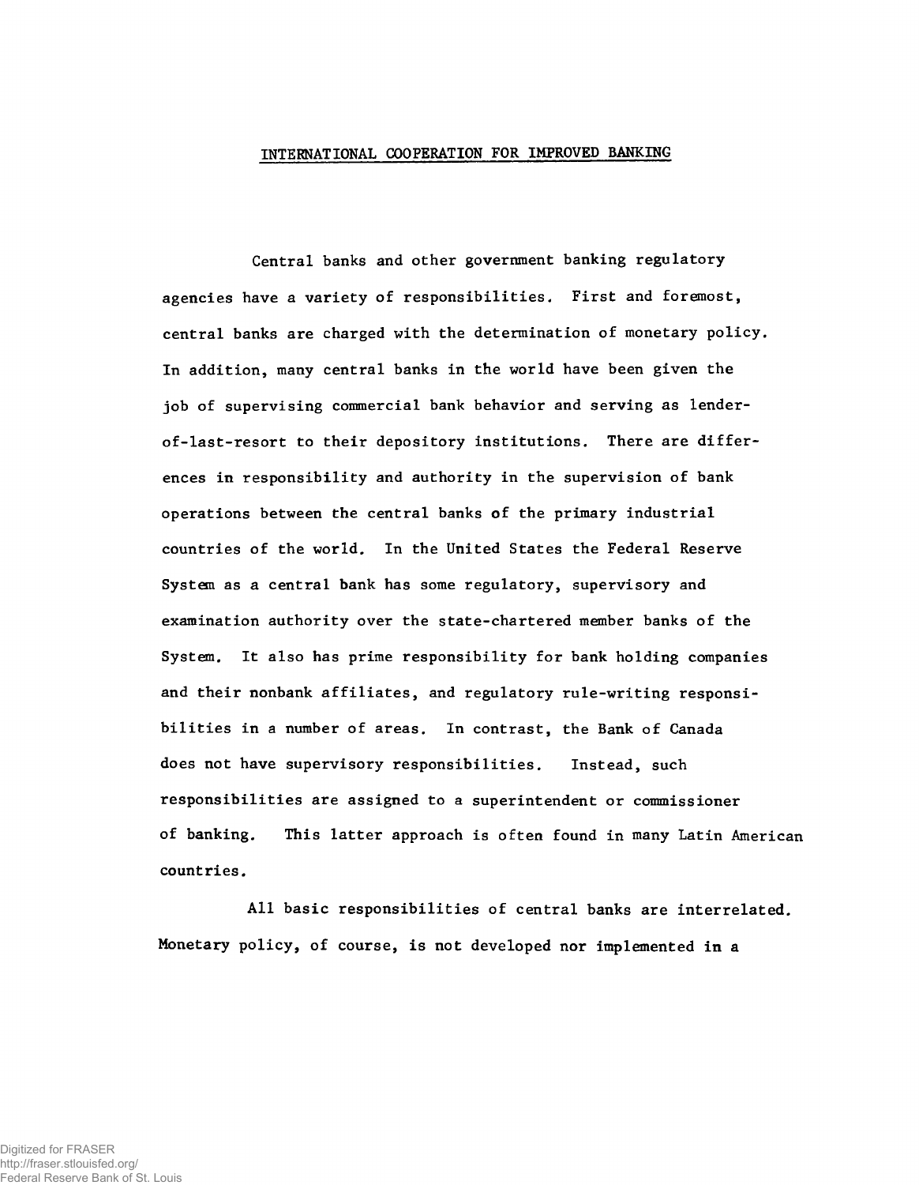# INTERNATIONAL COOPERATION FOR IMPROVED BANKING

Central banks and other government banking regulatory agencies have a variety of responsibilities. First and foremost, central banks are charged with the determination of monetary policy. In addition, many central banks in the world have been given the job of supervising commercial bank behavior and serving as lender-of-last-resort to their depository institutions. There are differences in responsibility and authority in the supervision of bank operations between the central banks of the primary industrial countries of the world. In the United States the Federal Reserve System as a central bank has some regulatory, supervisory and examination authority over the state-chartered member banks of the System. It also has prime responsibility for bank holding companies and their nonbank affiliates, and regulatory rule-writing responsibilities in a number of areas. In contrast, the Bank of Canada does not have supervisory responsibilities. Instead, such responsibilities are assigned to a superintendent or commissioner of banking. This latter approach is often found in many Latin American countries.

All basic responsibilities of central banks are interrelated. Monetary policy, of course, is not developed nor implemented in a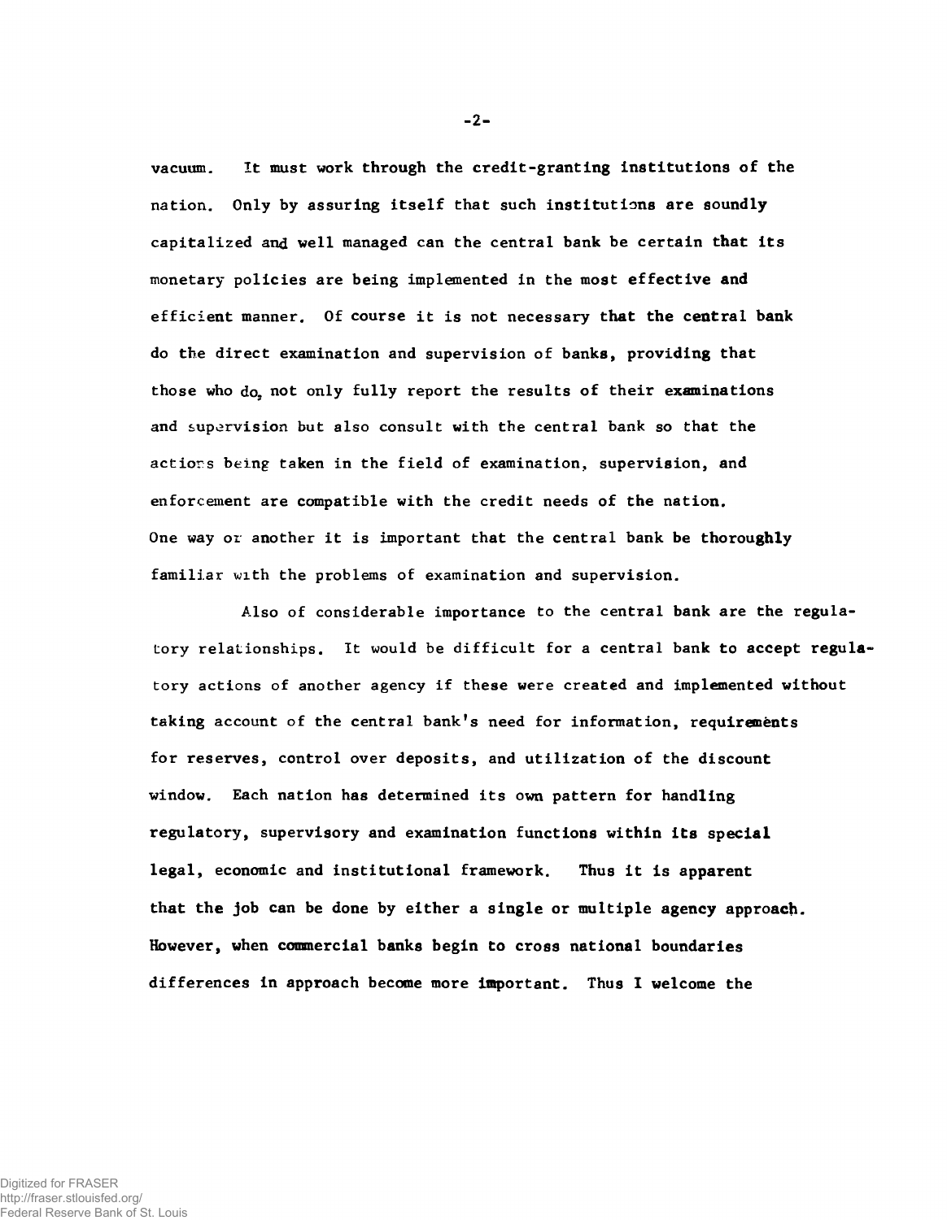vacuum. It must work through the credit-granting institutions of the nation. Only by assuring itself that such institutions are soundly capitalized and well managed can the central bank be certain that its monetary policies are being implemented in the most effective and efficient manner. Of course it is not necessary that the central bank do the direct examination and supervision of banks, providing that those who do, not only fully report the results of their examinations and supervision but also consult with the central bank so that the actions being taken in the field of examination, supervision, and enforcement are compatible with the credit needs of the nation. One way or another it is important that the central bank be thoroughly familiar with the problems of examination and supervision.

Also of considerable importance to the central bank are the regulatory relationships. It would be difficult for a central bank to accept regulatory actions of another agency if these were created and implemented without taking account of the central bank's need for information, requirements for reserves, control over deposits, and utilization of the discount window. Each nation has determined its own pattern for handling regulatory, supervisory and examination functions within its special legal, economic and institutional framework. Thus it is apparent that the job can be done by either a single or multiple agency approach. However, when commercial banks begin to cross national boundaries differences in approach become more important. Thus I welcome the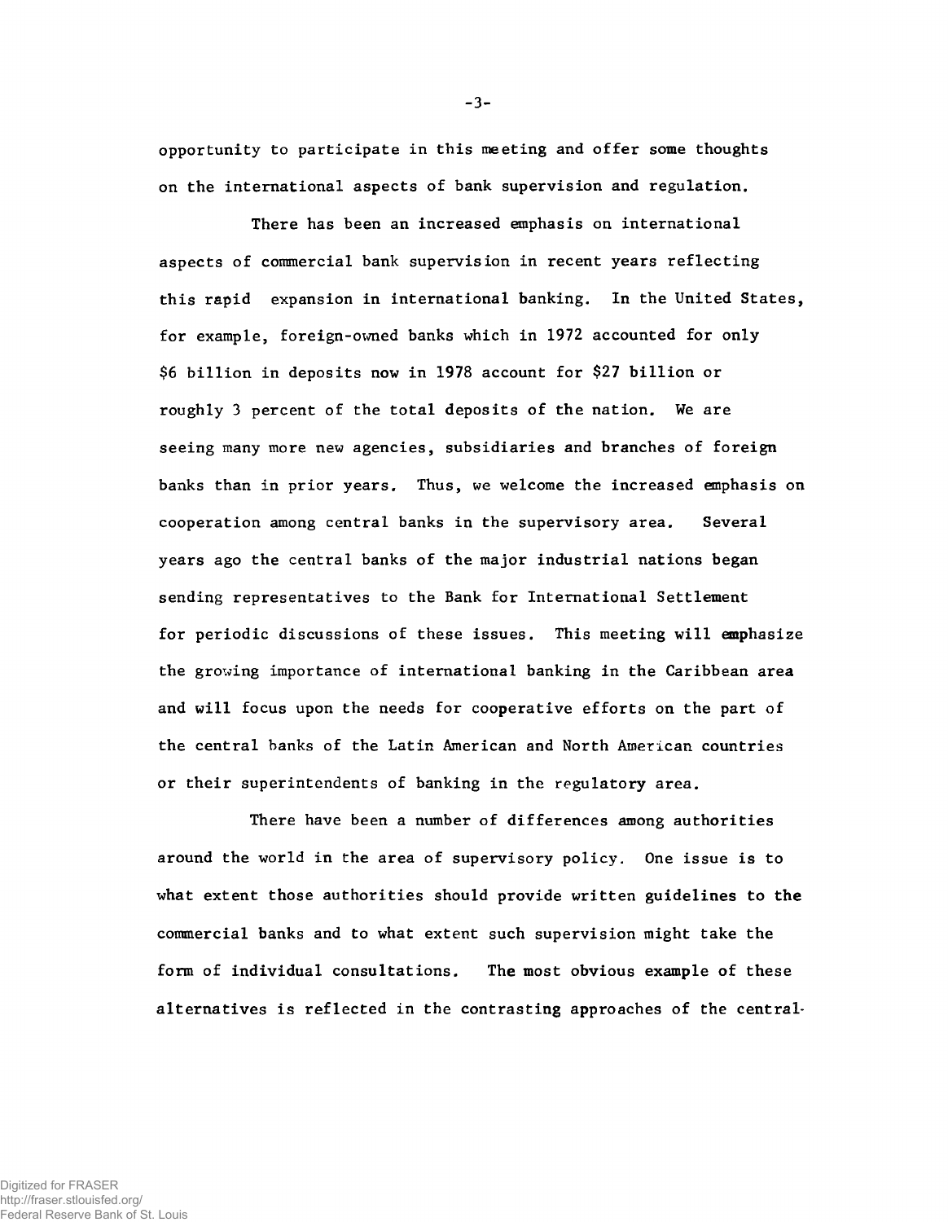opportunity to participate in this meeting and offer some thoughts on the international aspects of bank supervision and regulation.

There has been an increased emphasis on international aspects of commercial bank supervision in recent years reflecting this rapid expansion in international banking. In the United States, for example, foreign-owned banks which in 1972 accounted for only $6 billion in deposits now in 1978 account for $27 billion or roughly 3 percent of the total deposits of the nation. We are seeing many more new agencies, subsidiaries and branches of foreign banks than in prior years. Thus, we welcome the increased emphasis on cooperation among central banks in the supervisory area. Several years ago the central banks of the major industrial nations began sending representatives to the Bank for International Settlement for periodic discussions of these issues. This meeting will emphasize the growing importance of international banking in the Caribbean area and will focus upon the needs for cooperative efforts on the part of the central banks of the Latin American and North American countries or their superintendents of banking in the regulatory area.

There have been a number of differences among authorities around the world in the area of supervisory policy. One issue is to what extent those authorities should provide written guidelines to the commercial banks and to what extent such supervision might take the form of individual consultations. The most obvious example of these alternatives is reflected in the contrasting approaches of the central-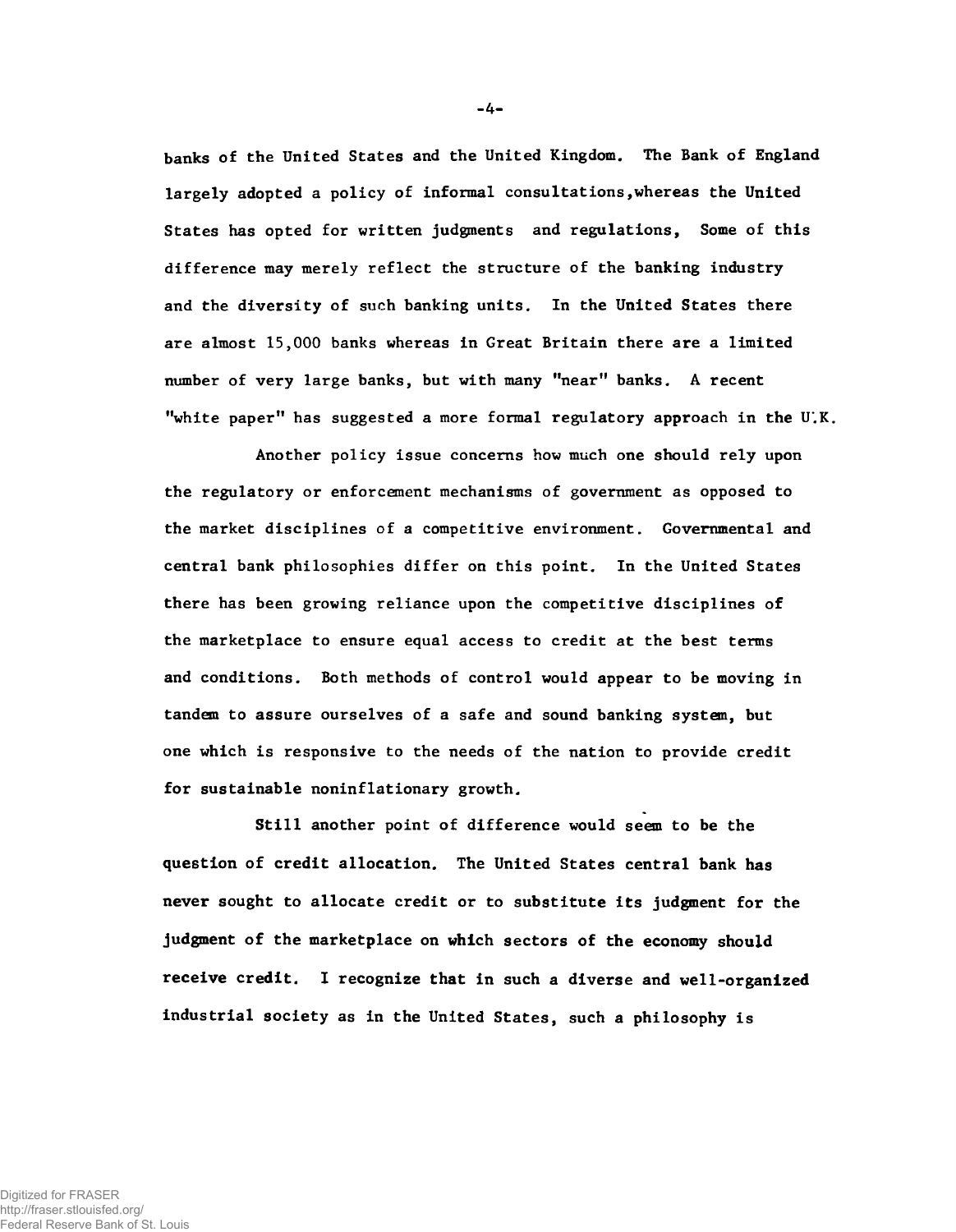banks of the United States and the United Kingdom. The Bank of England largely adopted a policy of informal consultations, whereas the United States has opted for written judgments and regulations. Some of this difference may merely reflect the structure of the banking industry and the diversity of such banking units. In the United States there are almost 15,000 banks whereas in Great Britain there are a limited number of very large banks, but with many "near" banks. A recent "white paper" has suggested a more formal regulatory approach in the U.K.

Another policy issue concerns how much one should rely upon the regulatory or enforcement mechanisms of government as opposed to the market disciplines of a competitive environment. Governmental and central bank philosophies differ on this point. In the United States there has been growing reliance upon the competitive disciplines of the marketplace to ensure equal access to credit at the best terms and conditions. Both methods of control would appear to be moving in tandem to assure ourselves of a safe and sound banking system, but one which is responsive to the needs of the nation to provide credit for sustainable noninflationary growth.

Still another point of difference would seem to be the question of credit allocation. The United States central bank has never sought to allocate credit or to substitute its judgment for the judgment of the marketplace on which sectors of the economy should receive credit. I recognize that in such a diverse and well-organized industrial society as in the United States, such a philosophy is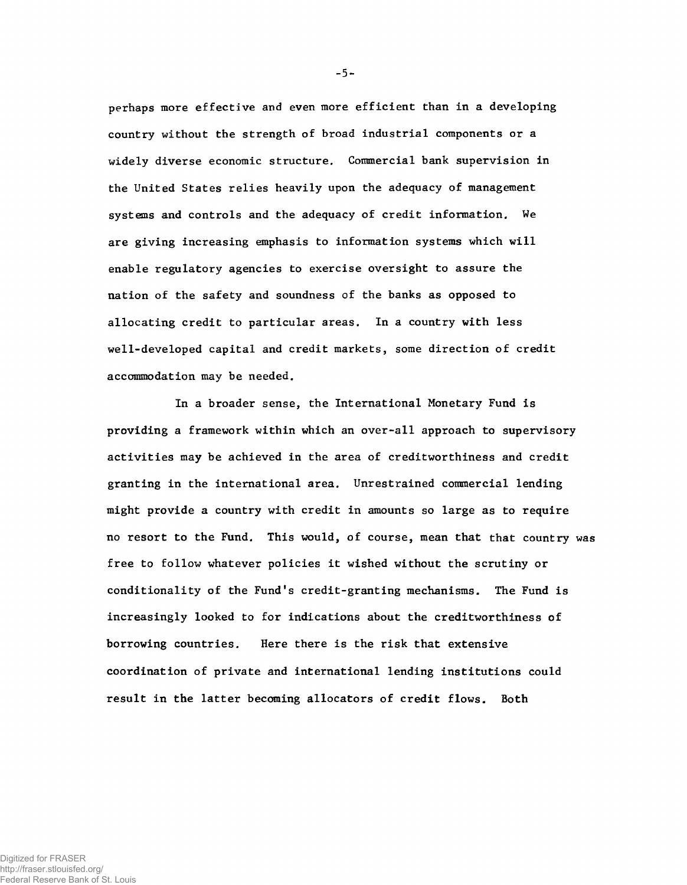perhaps more effective and even more efficient than in a developing country without the strength of broad industrial components or a widely diverse economic structure. Commercial bank supervision in the United States relies heavily upon the adequacy of management systems and controls and the adequacy of credit information. We are giving increasing emphasis to information systems which will enable regulatory agencies to exercise oversight to assure the nation of the safety and soundness of the banks as opposed to allocating credit to particular areas. In a country with less well-developed capital and credit markets, some direction of credit accommodation may be needed.

In a broader sense, the International Monetary Fund is providing a framework within which an over-all approach to supervisory activities may be achieved in the area of creditworthiness and credit granting in the international area. Unrestrained commercial lending might provide a country with credit in amounts so large as to require no resort to the Fund. This would, of course, mean that that country was free to follow whatever policies it wished without the scrutiny or conditionality of the Fund's credit-granting mechanisms. The Fund is increasingly looked to for indications about the creditworthiness of borrowing countries. Here there is the risk that extensive coordination of private and international lending institutions could result in the latter becoming allocators of credit flows. Both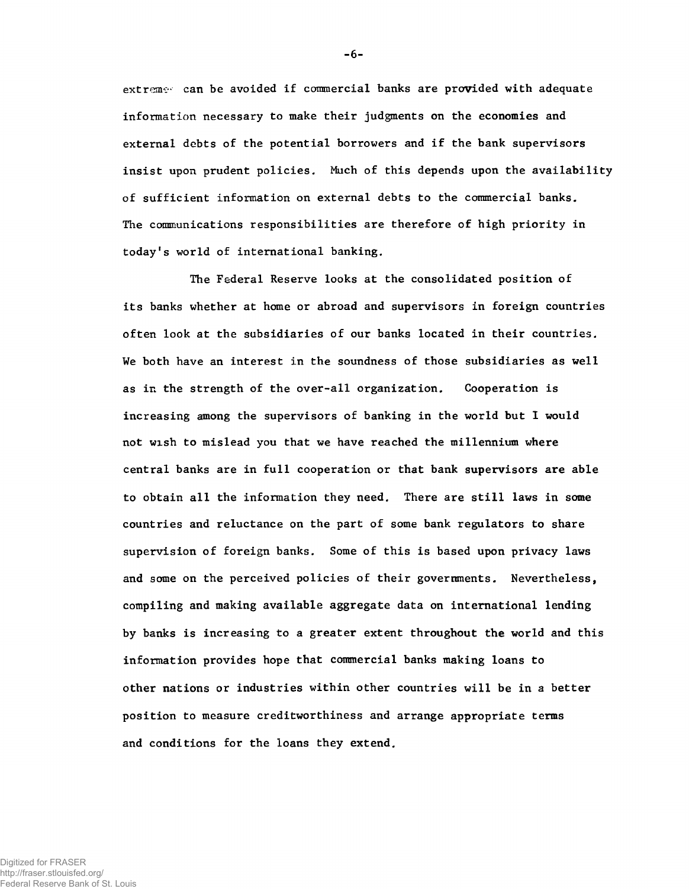extremes can be avoided if commercial banks are provided with adequate information necessary to make their judgments on the economies and external debts of the potential borrowers and if the bank supervisors insist upon prudent policies. Much of this depends upon the availability of sufficient information on external debts to the commercial banks. The communications responsibilities are therefore of high priority in today's world of international banking.

The Federal Reserve looks at the consolidated position of its banks whether at home or abroad and supervisors in foreign countries often look at the subsidiaries of our banks located in their countries. We both have an interest in the soundness of those subsidiaries as well as in the strength of the over-all organization. Cooperation is increasing among the supervisors of banking in the world but I would not wish to mislead you that we have reached the millennium where central banks are in full cooperation or that bank supervisors are able to obtain all the information they need. There are still laws in some countries and reluctance on the part of some bank regulators to share supervision of foreign banks. Some of this is based upon privacy laws and some on the perceived policies of their governments. Nevertheless, compiling and making available aggregate data on international lending by banks is increasing to a greater extent throughout the world and this information provides hope that commercial banks making loans to other nations or industries within other countries will be in a better position to measure creditworthiness and arrange appropriate terms and conditions for the loans they extend.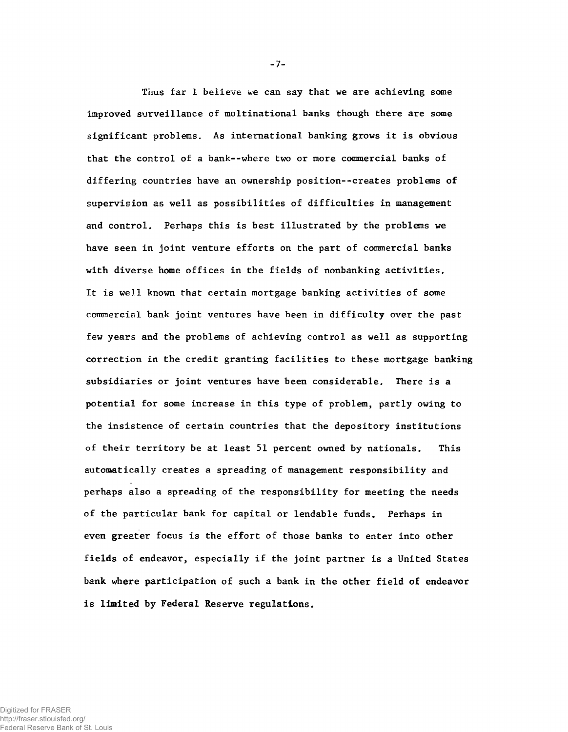Thus far I believe we can say that we are achieving some improved surveillance of multinational banks though there are some significant problems. As international banking grows it is obvious that the control of a bank--where two or more commercial banks of differing countries have an ownership position--creates problems of supervision as well as possibilities of difficulties in management and control. Perhaps this is best illustrated by the problems we have seen in joint venture efforts on the part of commercial banks with diverse home offices in the fields of nonbanking activities. It is well known that certain mortgage banking activities of some commercial bank joint ventures have been in difficulty over the past few years and the problems of achieving control as well as supporting correction in the credit granting facilities to these mortgage banking subsidiaries or joint ventures have been considerable. There is a potential for some increase in this type of problem, partly owing to the insistence of certain countries that the depository institutions of their territory be at least 51 percent owned by nationals. This automatically creates a spreading of management responsibility and perhaps also a spreading of the responsibility for meeting the needs of the particular bank for capital or lendable funds. Perhaps in even greater focus is the effort of those banks to enter into other fields of endeavor, especially if the joint partner is a United States bank where participation of such a bank in the other field of endeavor is limited by Federal Reserve regulations.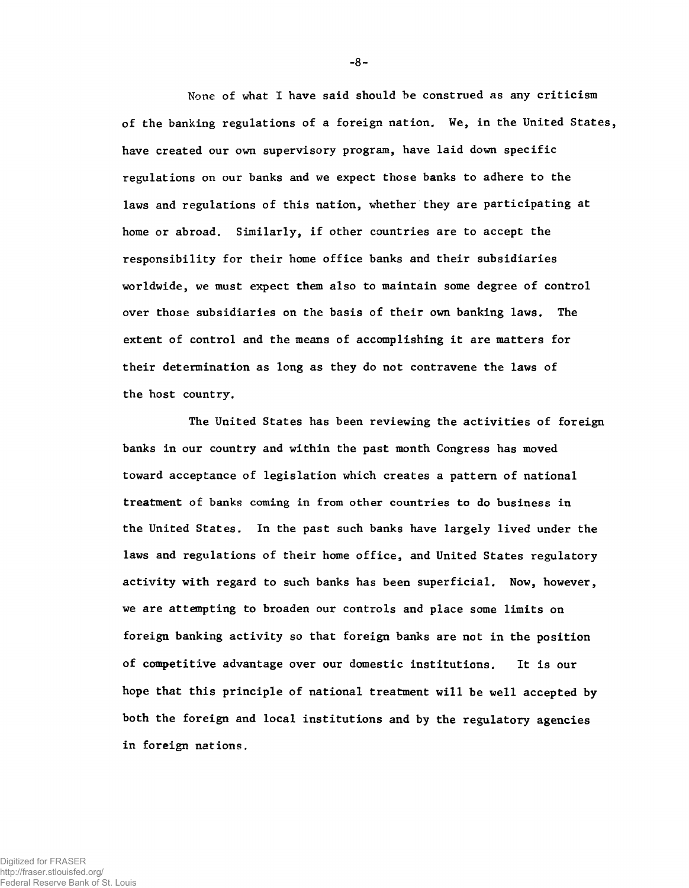None of what I have said should be construed as any criticism of the banking regulations of a foreign nation. We, in the United States, have created our own supervisory program, have laid down specific regulations on our banks and we expect those banks to adhere to the laws and regulations of this nation, whether they are participating at home or abroad. Similarly, if other countries are to accept the responsibility for their home office banks and their subsidiaries worldwide, we must expect them also to maintain some degree of control over those subsidiaries on the basis of their own banking laws. The extent of control and the means of accomplishing it are matters for their determination as long as they do not contravene the laws of the host country.

The United States has been reviewing the activities of foreign banks in our country and within the past month Congress has moved toward acceptance of legislation which creates a pattern of national treatment of banks coming in from other countries to do business in the United States. In the past such banks have largely lived under the laws and regulations of their home office, and United States regulatory activity with regard to such banks has been superficial. Now, however, we are attempting to broaden our controls and place some limits on foreign banking activity so that foreign banks are not in the position of competitive advantage over our domestic institutions. It is our hope that this principle of national treatment will be well accepted by both the foreign and local institutions and by the regulatory agencies in foreign nations.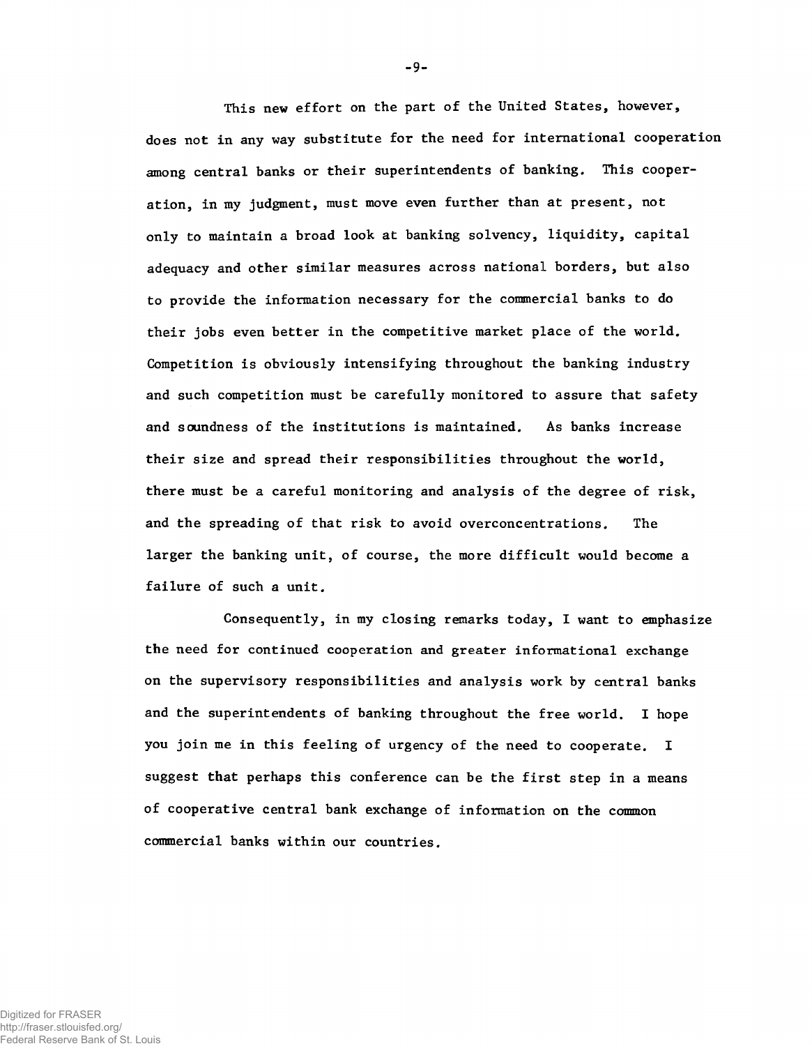This new effort on the part of the United States, however, does not in any way substitute for the need for international cooperation among central banks or their superintendents of banking. This cooperation, in my judgment, must move even further than at present, not only to maintain a broad look at banking solvency, liquidity, capital adequacy and other similar measures across national borders, but also to provide the information necessary for the commercial banks to do their jobs even better in the competitive market place of the world. Competition is obviously intensifying throughout the banking industry and such competition must be carefully monitored to assure that safety and soundness of the institutions is maintained. As banks increase their size and spread their responsibilities throughout the world, there must be a careful monitoring and analysis of the degree of risk, and the spreading of that risk to avoid overconcentrations. The larger the banking unit, of course, the more difficult would become a failure of such a unit.

Consequently, in my closing remarks today, I want to emphasize the need for continued cooperation and greater informational exchange on the supervisory responsibilities and analysis work by central banks and the superintendents of banking throughout the free world. I hope you join me in this feeling of urgency of the need to cooperate. I suggest that perhaps this conference can be the first step in a means of cooperative central bank exchange of information on the common commercial banks within our countries.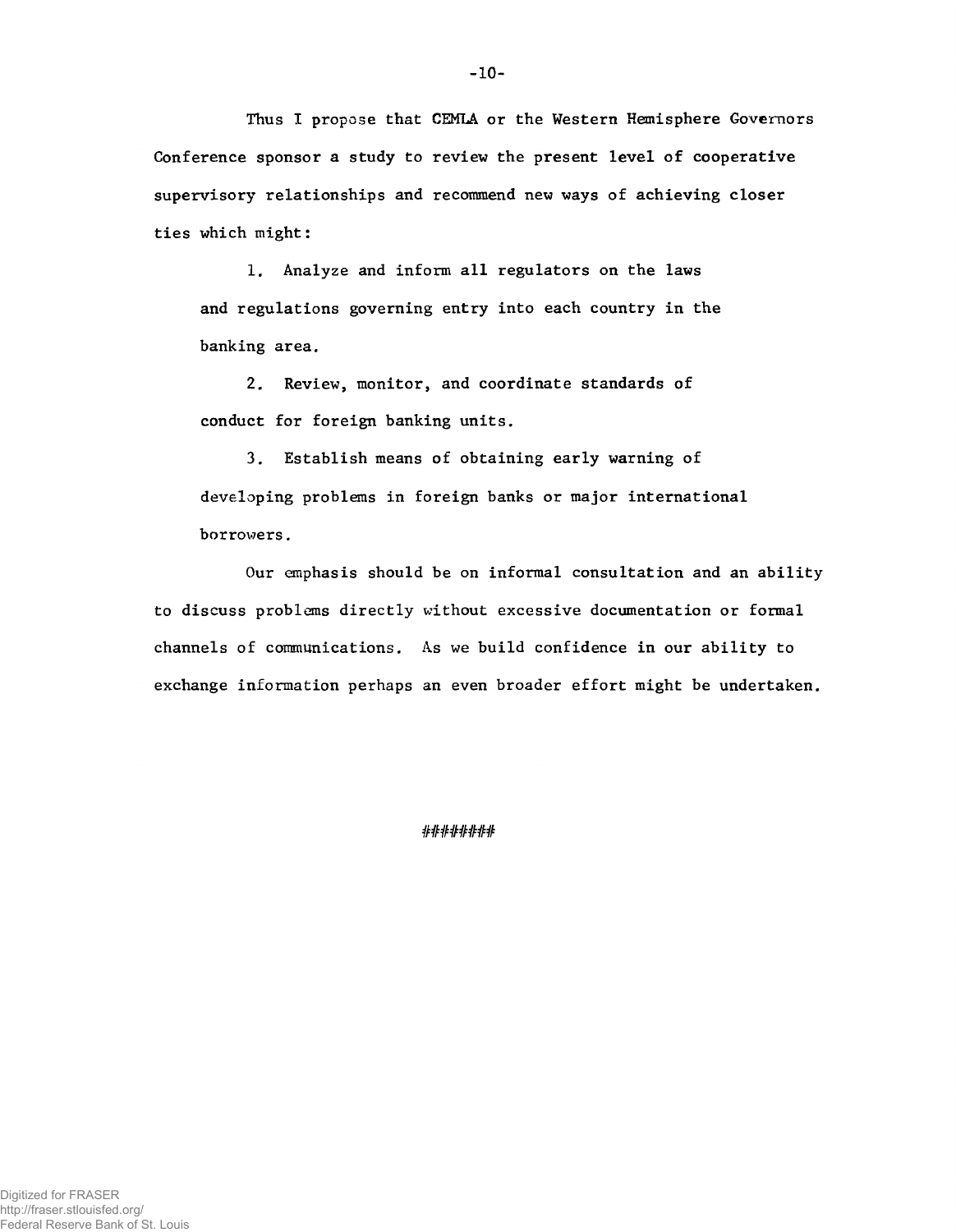Thus I propose that CEMLA or the Western Hemisphere Governors Conference sponsor a study to review the present level of cooperative supervisory relationships and recommend new ways of achieving closer ties which might:

1. Analyze and inform all regulators on the laws and regulations governing entry into each country in the banking area.

2. Review, monitor, and coordinate standards of conduct for foreign banking units.

3. Establish means of obtaining early warning of developing problems in foreign banks or major international borrowers.

Our emphasis should be on informal consultation and an ability to discuss problems directly without excessive documentation or formal channels of communications. As we build confidence in our ability to exchange information perhaps an even broader effort might be undertaken.

########